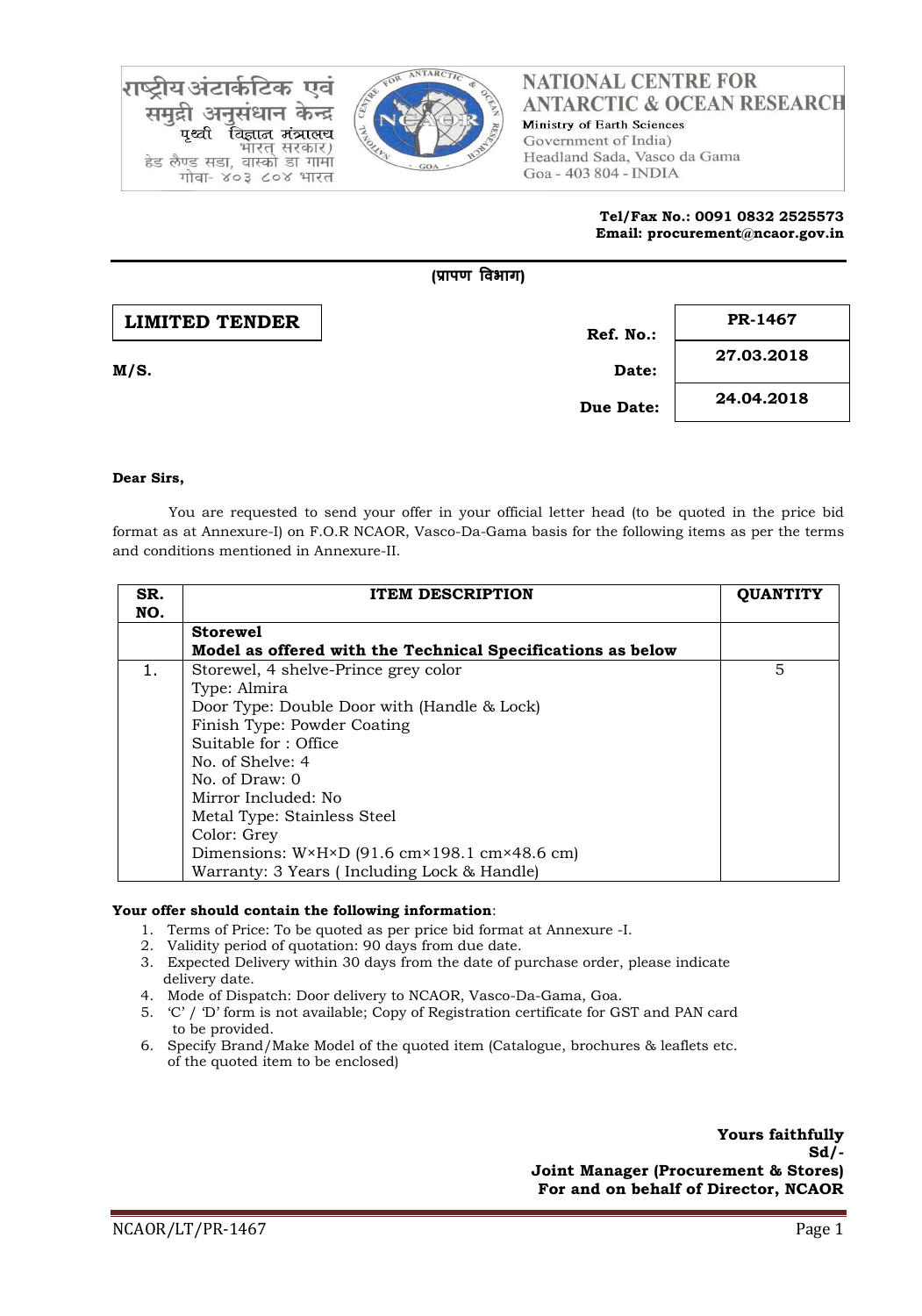राष्ट्रीय अंटार्कटिक एवं समुद्री अनुसंधान केन्द्र
पृथ्वी विज्ञान मंत्रालय
भारत सरकार)
हेड लैण्ड सडा, वास्को डा गामा
गोवा- ४०३ ८०४ भारत

**NATIONAL CENTRE FOR ANTARCTIC & OCEAN RESEARCH**
Ministry of Earth Sciences
Government of India)
Headland Sada, Vasco da Gama
Goa - 403 804 - INDIA

**Tel/Fax No.: 0091 0832 2525573**
**Email: procurement@ncaor.gov.in**

**(प्रापण विभाग)**

**LIMITED TENDER**

| | |
|---|---|
| **Ref. No.:** | **PR-1467** |
| **Date:** | **27.03.2018** |
| **Due Date:** | **24.04.2018** |

**M/S.**

**Dear Sirs,**

You are requested to send your offer in your official letter head (to be quoted in the price bid format as at Annexure-I) on F.O.R NCAOR, Vasco-Da-Gama basis for the following items as per the terms and conditions mentioned in Annexure-II.

| SR. NO. | ITEM DESCRIPTION | QUANTITY |
|---|---|---|
| | **Storewel**<br>**Model as offered with the Technical Specifications as below** | |
| 1. | Storewel, 4 shelve-Prince grey color<br>Type: Almira<br>Door Type: Double Door with (Handle & Lock)<br>Finish Type: Powder Coating<br>Suitable for : Office<br>No. of Shelve: 4<br>No. of Draw: 0<br>Mirror Included: No<br>Metal Type: Stainless Steel<br>Color: Grey<br>Dimensions: W×H×D (91.6 cm×198.1 cm×48.6 cm)<br>Warranty: 3 Years ( Including Lock & Handle) | 5 |

**Your offer should contain the following information**:

1. Terms of Price: To be quoted as per price bid format at Annexure -I.
2. Validity period of quotation: 90 days from due date.
3. Expected Delivery within 30 days from the date of purchase order, please indicate delivery date.
4. Mode of Dispatch: Door delivery to NCAOR, Vasco-Da-Gama, Goa.
5. 'C' / 'D' form is not available; Copy of Registration certificate for GST and PAN card to be provided.
6. Specify Brand/Make Model of the quoted item (Catalogue, brochures & leaflets etc. of the quoted item to be enclosed)

**Yours faithfully**
**Sd/-**
**Joint Manager (Procurement & Stores)**
**For and on behalf of Director, NCAOR**

NCAOR/LT/PR-1467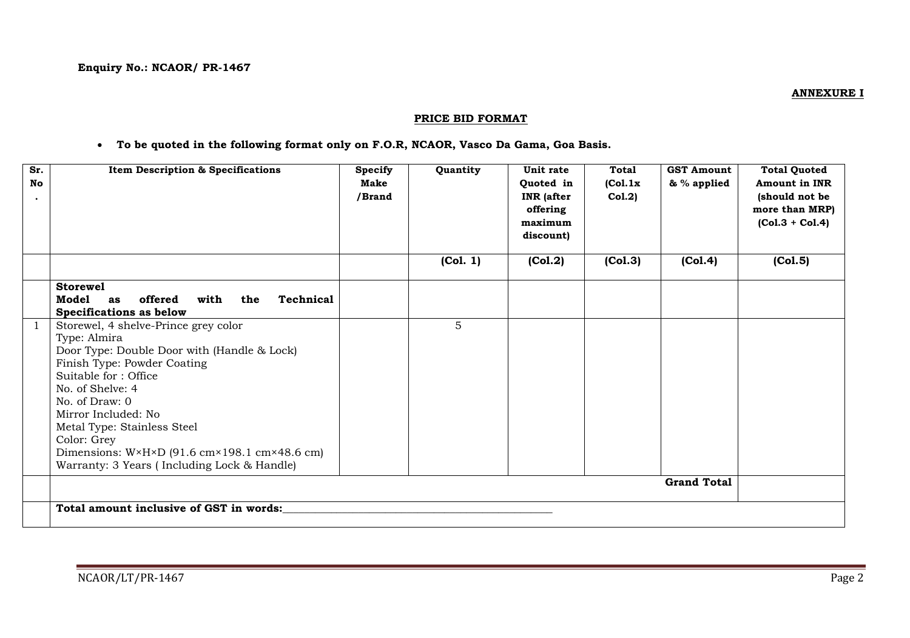**Enquiry No.: NCAOR/ PR-1467**

**ANNEXURE I**

**PRICE BID FORMAT**

- **To be quoted in the following format only on F.O.R, NCAOR, Vasco Da Gama, Goa Basis.**

| Sr. No. | Item Description & Specifications | Specify Make /Brand | Quantity | Unit rate Quoted in INR (after offering maximum discount) | Total (Col.1x Col.2) | GST Amount & % applied | Total Quoted Amount in INR (should not be more than MRP) (Col.3 + Col.4) |
|---|---|---|---|---|---|---|---|
| | | | **(Col. 1)** | **(Col.2)** | **(Col.3)** | **(Col.4)** | **(Col.5)** |
| | **Storewel**<br>**Model as offered with the Technical Specifications as below** | | | | | | |
| 1 | Storewel, 4 shelve-Prince grey color<br>Type: Almira<br>Door Type: Double Door with (Handle & Lock)<br>Finish Type: Powder Coating<br>Suitable for : Office<br>No. of Shelve: 4<br>No. of Draw: 0<br>Mirror Included: No<br>Metal Type: Stainless Steel<br>Color: Grey<br>Dimensions: W×H×D (91.6 cm×198.1 cm×48.6 cm)<br>Warranty: 3 Years ( Including Lock & Handle) | | 5 | | | | |
| | | | | | | **Grand Total** | |
| | **Total amount inclusive of GST in words:**_______________________________________________ | | | | | | |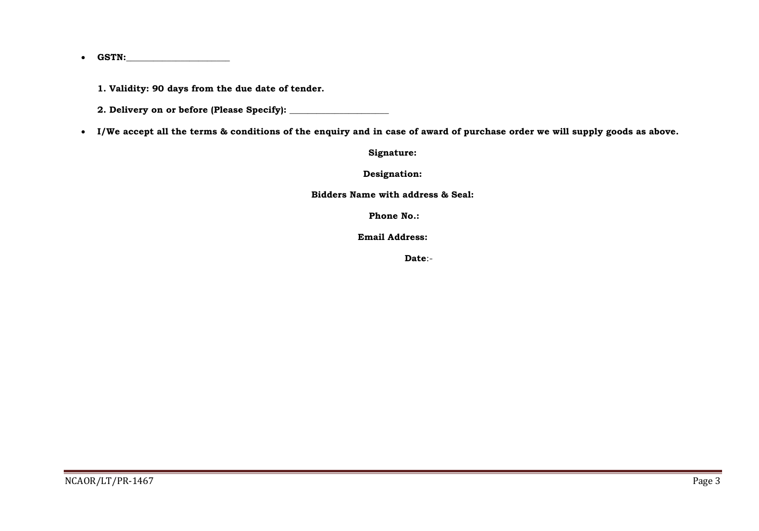- **GSTN:_______________________**

  **1. Validity: 90 days from the due date of tender.**

  **2. Delivery on or before (Please Specify): ______________________**

- **I/We accept all the terms & conditions of the enquiry and in case of award of purchase order we will supply goods as above.**

**Signature:**

**Designation:**

**Bidders Name with address & Seal:**

**Phone No.:**

**Email Address:**

**Date**:-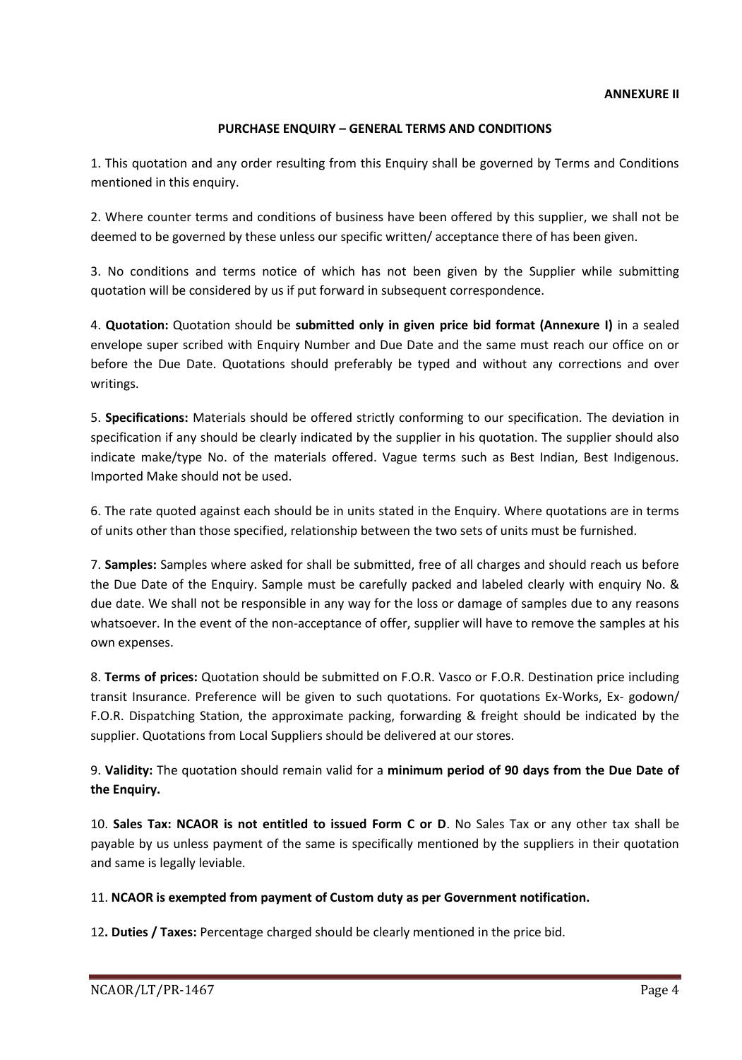**ANNEXURE II**

## PURCHASE ENQUIRY – GENERAL TERMS AND CONDITIONS

1. This quotation and any order resulting from this Enquiry shall be governed by Terms and Conditions mentioned in this enquiry.

2. Where counter terms and conditions of business have been offered by this supplier, we shall not be deemed to be governed by these unless our specific written/ acceptance there of has been given.

3. No conditions and terms notice of which has not been given by the Supplier while submitting quotation will be considered by us if put forward in subsequent correspondence.

4. **Quotation:** Quotation should be **submitted only in given price bid format (Annexure I)** in a sealed envelope super scribed with Enquiry Number and Due Date and the same must reach our office on or before the Due Date. Quotations should preferably be typed and without any corrections and over writings.

5. **Specifications:** Materials should be offered strictly conforming to our specification. The deviation in specification if any should be clearly indicated by the supplier in his quotation. The supplier should also indicate make/type No. of the materials offered. Vague terms such as Best Indian, Best Indigenous. Imported Make should not be used.

6. The rate quoted against each should be in units stated in the Enquiry. Where quotations are in terms of units other than those specified, relationship between the two sets of units must be furnished.

7. **Samples:** Samples where asked for shall be submitted, free of all charges and should reach us before the Due Date of the Enquiry. Sample must be carefully packed and labeled clearly with enquiry No. & due date. We shall not be responsible in any way for the loss or damage of samples due to any reasons whatsoever. In the event of the non-acceptance of offer, supplier will have to remove the samples at his own expenses.

8. **Terms of prices:** Quotation should be submitted on F.O.R. Vasco or F.O.R. Destination price including transit Insurance. Preference will be given to such quotations. For quotations Ex-Works, Ex- godown/ F.O.R. Dispatching Station, the approximate packing, forwarding & freight should be indicated by the supplier. Quotations from Local Suppliers should be delivered at our stores.

9. **Validity:** The quotation should remain valid for a **minimum period of 90 days from the Due Date of the Enquiry.**

10. **Sales Tax: NCAOR is not entitled to issued Form C or D**. No Sales Tax or any other tax shall be payable by us unless payment of the same is specifically mentioned by the suppliers in their quotation and same is legally leviable.

11. **NCAOR is exempted from payment of Custom duty as per Government notification.**

12**. Duties / Taxes:** Percentage charged should be clearly mentioned in the price bid.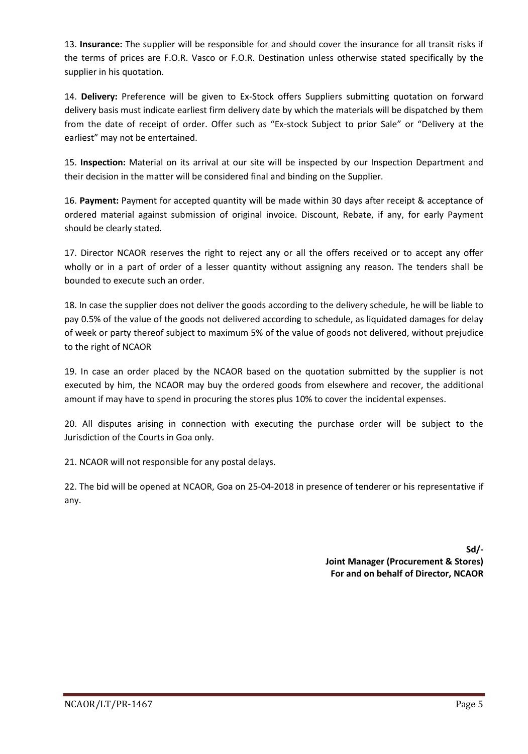13. **Insurance:** The supplier will be responsible for and should cover the insurance for all transit risks if the terms of prices are F.O.R. Vasco or F.O.R. Destination unless otherwise stated specifically by the supplier in his quotation.

14. **Delivery:** Preference will be given to Ex-Stock offers Suppliers submitting quotation on forward delivery basis must indicate earliest firm delivery date by which the materials will be dispatched by them from the date of receipt of order. Offer such as "Ex-stock Subject to prior Sale" or "Delivery at the earliest" may not be entertained.

15. **Inspection:** Material on its arrival at our site will be inspected by our Inspection Department and their decision in the matter will be considered final and binding on the Supplier.

16. **Payment:** Payment for accepted quantity will be made within 30 days after receipt & acceptance of ordered material against submission of original invoice. Discount, Rebate, if any, for early Payment should be clearly stated.

17. Director NCAOR reserves the right to reject any or all the offers received or to accept any offer wholly or in a part of order of a lesser quantity without assigning any reason. The tenders shall be bounded to execute such an order.

18. In case the supplier does not deliver the goods according to the delivery schedule, he will be liable to pay 0.5% of the value of the goods not delivered according to schedule, as liquidated damages for delay of week or party thereof subject to maximum 5% of the value of goods not delivered, without prejudice to the right of NCAOR

19. In case an order placed by the NCAOR based on the quotation submitted by the supplier is not executed by him, the NCAOR may buy the ordered goods from elsewhere and recover, the additional amount if may have to spend in procuring the stores plus 10% to cover the incidental expenses.

20. All disputes arising in connection with executing the purchase order will be subject to the Jurisdiction of the Courts in Goa only.

21. NCAOR will not responsible for any postal delays.

22. The bid will be opened at NCAOR, Goa on 25-04-2018 in presence of tenderer or his representative if any.

**Sd/-**
**Joint Manager (Procurement & Stores)**
**For and on behalf of Director, NCAOR**